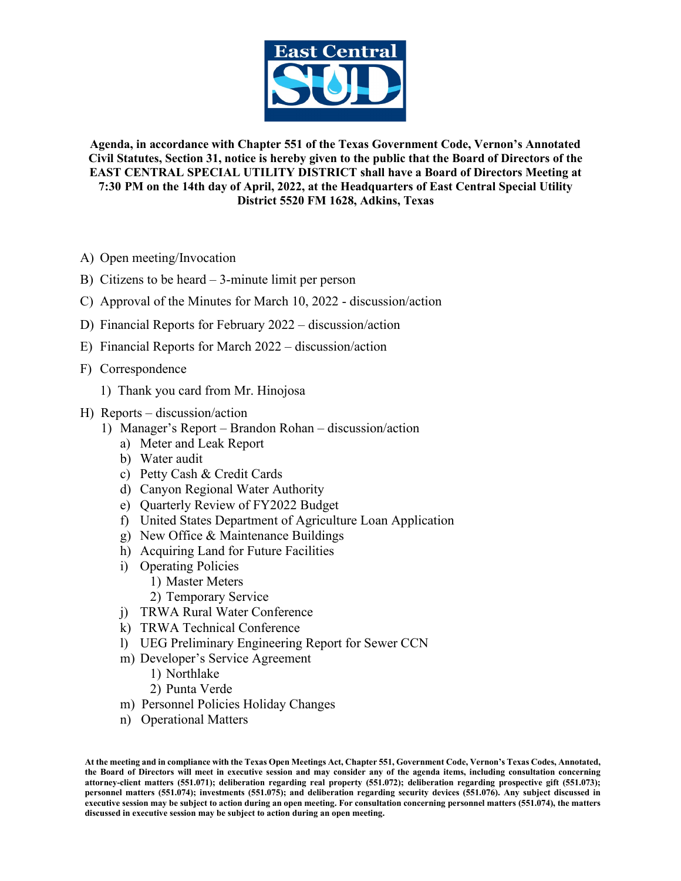East Central SUD

**Agenda, in accordance with Chapter 551 of the Texas Government Code, Vernon's Annotated Civil Statutes, Section 31, notice is hereby given to the public that the Board of Directors of the EAST CENTRAL SPECIAL UTILITY DISTRICT shall have a Board of Directors Meeting at 7:30 PM on the 14th day of April, 2022, at the Headquarters of East Central Special Utility District 5520 FM 1628, Adkins, Texas**

A) Open meeting/Invocation

B) Citizens to be heard – 3-minute limit per person

C) Approval of the Minutes for March 10, 2022 - discussion/action

D) Financial Reports for February 2022 – discussion/action

E) Financial Reports for March 2022 – discussion/action

F) Correspondence

  1) Thank you card from Mr. Hinojosa

H) Reports – discussion/action

  1) Manager's Report – Brandon Rohan – discussion/action

    a) Meter and Leak Report
    b) Water audit
    c) Petty Cash & Credit Cards
    d) Canyon Regional Water Authority
    e) Quarterly Review of FY2022 Budget
    f) United States Department of Agriculture Loan Application
    g) New Office & Maintenance Buildings
    h) Acquiring Land for Future Facilities
    i) Operating Policies
      1) Master Meters
      2) Temporary Service
    j) TRWA Rural Water Conference
    k) TRWA Technical Conference
    l) UEG Preliminary Engineering Report for Sewer CCN
    m) Developer's Service Agreement
      1) Northlake
      2) Punta Verde
    m) Personnel Policies Holiday Changes
    n) Operational Matters

**At the meeting and in compliance with the Texas Open Meetings Act, Chapter 551, Government Code, Vernon's Texas Codes, Annotated, the Board of Directors will meet in executive session and may consider any of the agenda items, including consultation concerning attorney-client matters (551.071); deliberation regarding real property (551.072); deliberation regarding prospective gift (551.073); personnel matters (551.074); investments (551.075); and deliberation regarding security devices (551.076). Any subject discussed in executive session may be subject to action during an open meeting. For consultation concerning personnel matters (551.074), the matters discussed in executive session may be subject to action during an open meeting.**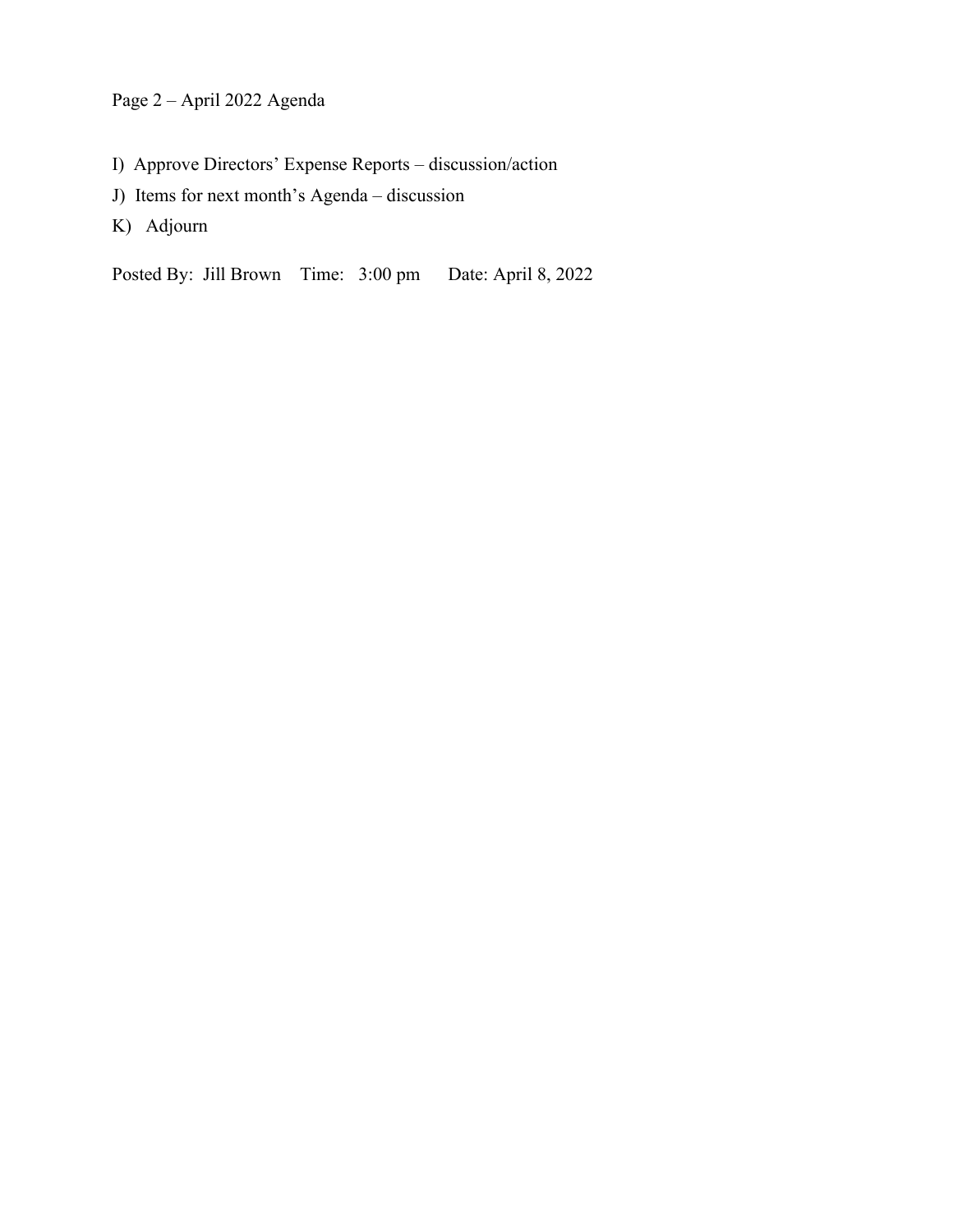I) Approve Directors' Expense Reports – discussion/action

J) Items for next month's Agenda – discussion

K) Adjourn

Posted By: Jill Brown Time: 3:00 pm Date: April 8, 2022